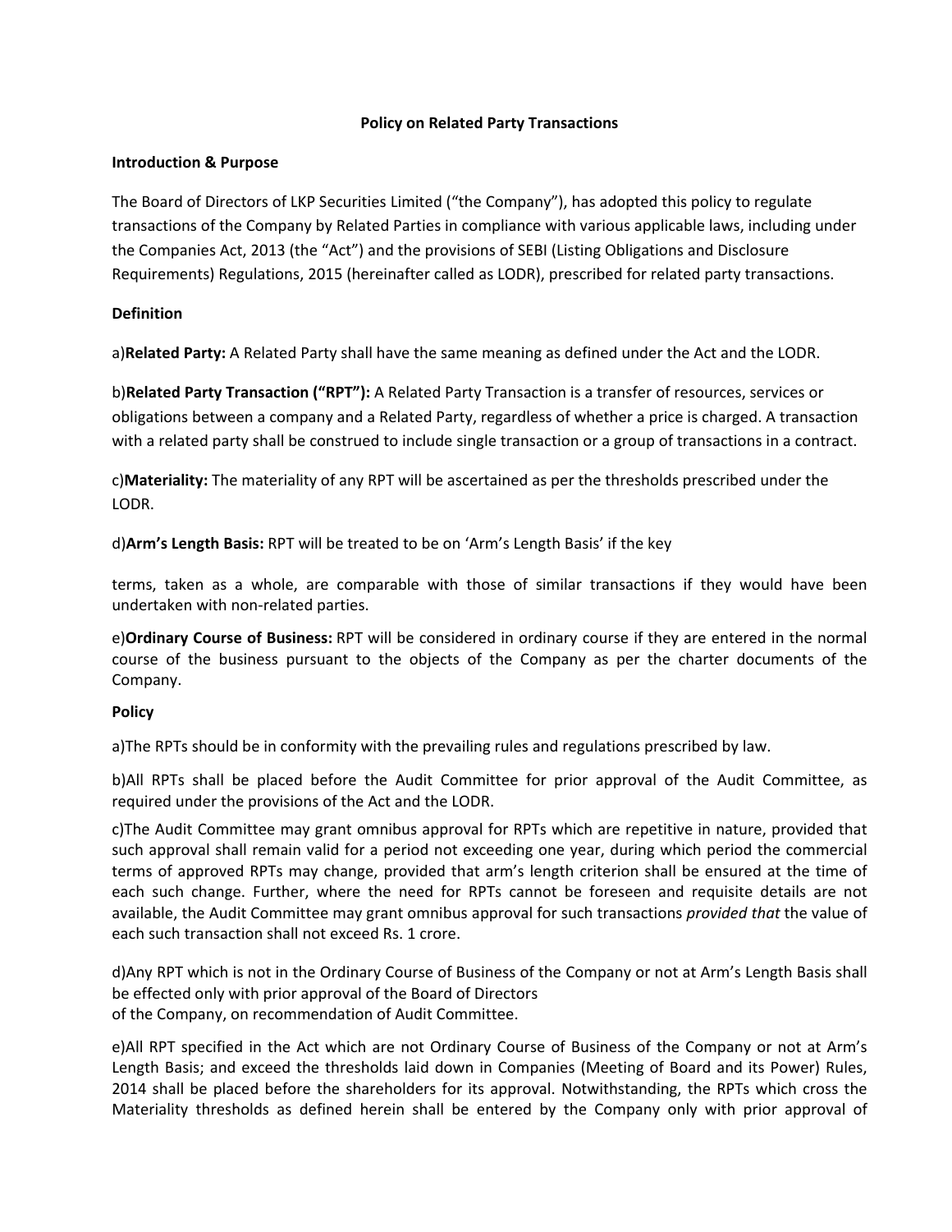# Policy on Related Party Transactions

## Introduction & Purpose

The Board of Directors of LKP Securities Limited ("the Company"), has adopted this policy to regulate transactions of the Company by Related Parties in compliance with various applicable laws, including under the Companies Act, 2013 (the "Act") and the provisions of SEBI (Listing Obligations and Disclosure Requirements) Regulations, 2015 (hereinafter called as LODR), prescribed for related party transactions.

## Definition

a)**Related Party:** A Related Party shall have the same meaning as defined under the Act and the LODR.

b)**Related Party Transaction ("RPT"):** A Related Party Transaction is a transfer of resources, services or obligations between a company and a Related Party, regardless of whether a price is charged. A transaction with a related party shall be construed to include single transaction or a group of transactions in a contract.

c)**Materiality:** The materiality of any RPT will be ascertained as per the thresholds prescribed under the LODR.

d)**Arm's Length Basis:** RPT will be treated to be on 'Arm's Length Basis' if the key

terms, taken as a whole, are comparable with those of similar transactions if they would have been undertaken with non-related parties.

e)**Ordinary Course of Business:** RPT will be considered in ordinary course if they are entered in the normal course of the business pursuant to the objects of the Company as per the charter documents of the Company.

## Policy

a)The RPTs should be in conformity with the prevailing rules and regulations prescribed by law.

b)All RPTs shall be placed before the Audit Committee for prior approval of the Audit Committee, as required under the provisions of the Act and the LODR.

c)The Audit Committee may grant omnibus approval for RPTs which are repetitive in nature, provided that such approval shall remain valid for a period not exceeding one year, during which period the commercial terms of approved RPTs may change, provided that arm's length criterion shall be ensured at the time of each such change. Further, where the need for RPTs cannot be foreseen and requisite details are not available, the Audit Committee may grant omnibus approval for such transactions *provided that* the value of each such transaction shall not exceed Rs. 1 crore.

d)Any RPT which is not in the Ordinary Course of Business of the Company or not at Arm's Length Basis shall be effected only with prior approval of the Board of Directors of the Company, on recommendation of Audit Committee.

e)All RPT specified in the Act which are not Ordinary Course of Business of the Company or not at Arm's Length Basis; and exceed the thresholds laid down in Companies (Meeting of Board and its Power) Rules, 2014 shall be placed before the shareholders for its approval. Notwithstanding, the RPTs which cross the Materiality thresholds as defined herein shall be entered by the Company only with prior approval of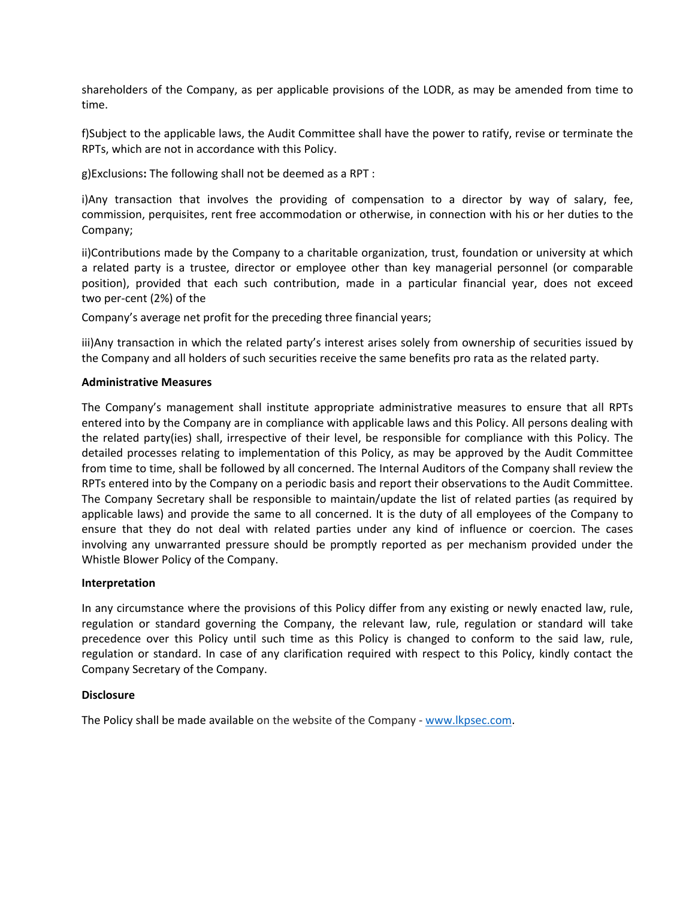shareholders of the Company, as per applicable provisions of the LODR, as may be amended from time to time.

f)Subject to the applicable laws, the Audit Committee shall have the power to ratify, revise or terminate the RPTs, which are not in accordance with this Policy.

g)Exclusions**:** The following shall not be deemed as a RPT :

i)Any transaction that involves the providing of compensation to a director by way of salary, fee, commission, perquisites, rent free accommodation or otherwise, in connection with his or her duties to the Company;

ii)Contributions made by the Company to a charitable organization, trust, foundation or university at which a related party is a trustee, director or employee other than key managerial personnel (or comparable position), provided that each such contribution, made in a particular financial year, does not exceed two per-cent (2%) of the

Company's average net profit for the preceding three financial years;

iii)Any transaction in which the related party's interest arises solely from ownership of securities issued by the Company and all holders of such securities receive the same benefits pro rata as the related party.

**Administrative Measures**

The Company's management shall institute appropriate administrative measures to ensure that all RPTs entered into by the Company are in compliance with applicable laws and this Policy. All persons dealing with the related party(ies) shall, irrespective of their level, be responsible for compliance with this Policy. The detailed processes relating to implementation of this Policy, as may be approved by the Audit Committee from time to time, shall be followed by all concerned. The Internal Auditors of the Company shall review the RPTs entered into by the Company on a periodic basis and report their observations to the Audit Committee. The Company Secretary shall be responsible to maintain/update the list of related parties (as required by applicable laws) and provide the same to all concerned. It is the duty of all employees of the Company to ensure that they do not deal with related parties under any kind of influence or coercion. The cases involving any unwarranted pressure should be promptly reported as per mechanism provided under the Whistle Blower Policy of the Company.

**Interpretation**

In any circumstance where the provisions of this Policy differ from any existing or newly enacted law, rule, regulation or standard governing the Company, the relevant law, rule, regulation or standard will take precedence over this Policy until such time as this Policy is changed to conform to the said law, rule, regulation or standard. In case of any clarification required with respect to this Policy, kindly contact the Company Secretary of the Company.

**Disclosure**

The Policy shall be made available on the website of the Company - [www.lkpsec.com](http://www.lkpsec.com).